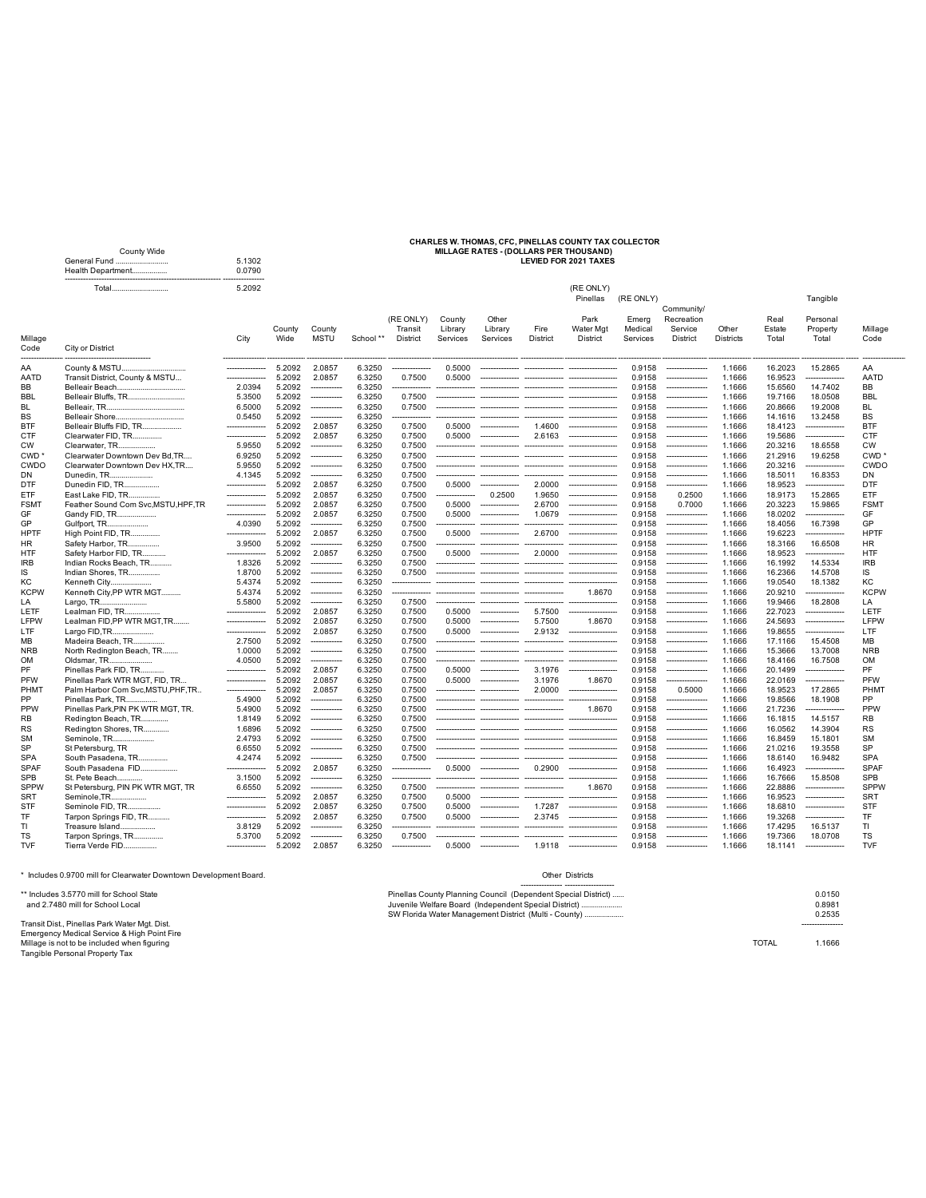**CHARLES W. THOMAS, CFC, PINELLAS COUNTY TAX COLLECTOR**
**MILLAGE RATES - (DOLLARS PER THOUSAND)**
**LEVIED FOR 2021 TAXES**

| County Wide | |
|---|---|
| General Fund .......................... | 5.1302 |
| Health Department................ | 0.0790 |
| Total........................... | 5.2092 |

| Millage Code | City or District | City | County Wide | County MSTU | School ** | (RE ONLY) Transit District | County Library Services | Other Library Services | Fire District | (RE ONLY) Pinellas Park Water Mgt District | (RE ONLY) Emerg Medical Services | Community/ Recreation Service District | Other Districts | Real Estate Total | Tangible Personal Property Total | Millage Code |
|---|---|---|---|---|---|---|---|---|---|---|---|---|---|---|---|---|
| AA | County & MSTU................................ | --------------- | 5.2092 | 2.0857 | 6.3250 | --------------- | 0.5000 | --------------- | --------------- | ------------------ | 0.9158 | --------------- | 1.1666 | 16.2023 | 15.2865 | AA |
| AATD | Transit District, County & MSTU... | --------------- | 5.2092 | 2.0857 | 6.3250 | 0.7500 | 0.5000 | --------------- | --------------- | ------------------ | 0.9158 | --------------- | 1.1666 | 16.9523 | --------------- | AATD |
| BB | Belleair Beach.................................. | 2.0394 | 5.2092 | ------------ | 6.3250 | --------------- | --------------- | --------------- | --------------- | ------------------ | 0.9158 | --------------- | 1.1666 | 15.6560 | 14.7402 | BB |
| BBL | Belleair Bluffs, TR............................ | 5.3500 | 5.2092 | ------------ | 6.3250 | 0.7500 | --------------- | --------------- | --------------- | ------------------ | 0.9158 | --------------- | 1.1666 | 19.7166 | 18.0508 | BBL |
| BL | Belleair, TR...................................... | 6.5000 | 5.2092 | ------------ | 6.3250 | 0.7500 | --------------- | --------------- | --------------- | ------------------ | 0.9158 | --------------- | 1.1666 | 20.8666 | 19.2008 | BL |
| BS | Belleair Shore.................................. | 0.5450 | 5.2092 | ------------ | 6.3250 | --------------- | --------------- | --------------- | --------------- | ------------------ | 0.9158 | --------------- | 1.1666 | 14.1616 | 13.2458 | BS |
| BTF | Belleair Bluffs FID, TR.................... | --------------- | 5.2092 | 2.0857 | 6.3250 | 0.7500 | 0.5000 | --------------- | 1.4600 | ------------------ | 0.9158 | --------------- | 1.1666 | 18.4123 | --------------- | BTF |
| CTF | Clearwater FID, TR.............. | --------------- | 5.2092 | 2.0857 | 6.3250 | 0.7500 | 0.5000 | --------------- | 2.6163 | ------------------ | 0.9158 | --------------- | 1.1666 | 19.5686 | --------------- | CTF |
| CW | Clearwater, TR.................. | 5.9550 | 5.2092 | ------------ | 6.3250 | 0.7500 | --------------- | --------------- | --------------- | ------------------ | 0.9158 | --------------- | 1.1666 | 20.3216 | 18.6558 | CW |
| CWD * | Clearwater Downtown Dev Bd,TR.... | 6.9250 | 5.2092 | ------------ | 6.3250 | 0.7500 | --------------- | --------------- | --------------- | ------------------ | 0.9158 | --------------- | 1.1666 | 21.2916 | 19.6258 | CWD * |
| CWDO | Clearwater Downtown Dev HX,TR.... | 5.9550 | 5.2092 | ------------ | 6.3250 | 0.7500 | --------------- | --------------- | --------------- | ------------------ | 0.9158 | --------------- | 1.1666 | 20.3216 | --------------- | CWDO |
| DN | Dunedin, TR...................... | 4.1345 | 5.2092 | ------------ | 6.3250 | 0.7500 | --------------- | --------------- | --------------- | ------------------ | 0.9158 | --------------- | 1.1666 | 18.5011 | 16.8353 | DN |
| DTF | Dunedin FID, TR................. | --------------- | 5.2092 | 2.0857 | 6.3250 | 0.7500 | 0.5000 | --------------- | 2.0000 | ------------------ | 0.9158 | --------------- | 1.1666 | 18.9523 | --------------- | DTF |
| ETF | East Lake FID, TR............... | --------------- | 5.2092 | 2.0857 | 6.3250 | 0.7500 | --------------- | 0.2500 | 1.9650 | ------------------ | 0.9158 | 0.2500 | 1.1666 | 18.9173 | 15.2865 | ETF |
| FSMT | Feather Sound Com Svc,MSTU,HPF,TR | --------------- | 5.2092 | 2.0857 | 6.3250 | 0.7500 | 0.5000 | --------------- | 2.6700 | ------------------ | 0.9158 | 0.7000 | 1.1666 | 20.3223 | 15.9865 | FSMT |
| GF | Gandy FID, TR.................... | --------------- | 5.2092 | 2.0857 | 6.3250 | 0.7500 | 0.5000 | --------------- | 1.0679 | ------------------ | 0.9158 | --------------- | 1.1666 | 18.0202 | --------------- | GF |
| GP | Gulfport, TR...................... | 4.0390 | 5.2092 | ------------ | 6.3250 | 0.7500 | --------------- | --------------- | --------------- | ------------------ | 0.9158 | --------------- | 1.1666 | 18.4056 | 16.7398 | GP |
| HPTF | High Point FID, TR.............. | --------------- | 5.2092 | 2.0857 | 6.3250 | 0.7500 | 0.5000 | --------------- | 2.6700 | ------------------ | 0.9158 | --------------- | 1.1666 | 19.6223 | --------------- | HPTF |
| HR | Safety Harbor, TR................ | 3.9500 | 5.2092 | ------------ | 6.3250 | 0.7500 | --------------- | --------------- | --------------- | ------------------ | 0.9158 | --------------- | 1.1666 | 18.3166 | 16.6508 | HR |
| HTF | Safety Harbor FID, TR........... | --------------- | 5.2092 | 2.0857 | 6.3250 | 0.7500 | 0.5000 | --------------- | 2.0000 | ------------------ | 0.9158 | --------------- | 1.1666 | 18.9523 | --------------- | HTF |
| IRB | Indian Rocks Beach, TR........... | 1.8326 | 5.2092 | ------------ | 6.3250 | 0.7500 | --------------- | --------------- | --------------- | ------------------ | 0.9158 | --------------- | 1.1666 | 16.1992 | 14.5334 | IRB |
| IS | Indian Shores, TR................ | 1.8700 | 5.2092 | ------------ | 6.3250 | 0.7500 | --------------- | --------------- | --------------- | ------------------ | 0.9158 | --------------- | 1.1666 | 16.2366 | 14.5708 | IS |
| KC | Kenneth City..................... | 5.4374 | 5.2092 | ------------ | 6.3250 | --------------- | --------------- | --------------- | --------------- | ------------------ | 0.9158 | --------------- | 1.1666 | 19.0540 | 18.1382 | KC |
| KCPW | Kenneth City,PP WTR MGT.......... | 5.4374 | 5.2092 | ------------ | 6.3250 | --------------- | --------------- | --------------- | --------------- | 1.8670 | 0.9158 | --------------- | 1.1666 | 20.9210 | --------------- | KCPW |
| LA | Largo, TR......................... | 5.5800 | 5.2092 | ------------ | 6.3250 | 0.7500 | --------------- | --------------- | --------------- | ------------------ | 0.9158 | --------------- | 1.1666 | 19.9466 | 18.2808 | LA |
| LETF | Lealman FID, TR.................. | --------------- | 5.2092 | 2.0857 | 6.3250 | 0.7500 | 0.5000 | --------------- | 5.7500 | ------------------ | 0.9158 | --------------- | 1.1666 | 22.7023 | --------------- | LETF |
| LFPW | Lealman FID,PP WTR MGT,TR........ | --------------- | 5.2092 | 2.0857 | 6.3250 | 0.7500 | 0.5000 | --------------- | 5.7500 | 1.8670 | 0.9158 | --------------- | 1.1666 | 24.5693 | --------------- | LFPW |
| LTF | Largo FID,TR..................... | --------------- | 5.2092 | 2.0857 | 6.3250 | 0.7500 | 0.5000 | --------------- | 2.9132 | ------------------ | 0.9158 | --------------- | 1.1666 | 19.8655 | --------------- | LTF |
| MB | Madeira Beach, TR............... | 2.7500 | 5.2092 | ------------ | 6.3250 | 0.7500 | --------------- | --------------- | --------------- | ------------------ | 0.9158 | --------------- | 1.1666 | 17.1166 | 15.4508 | MB |
| NRB | North Redington Beach, TR........ | 1.0000 | 5.2092 | ------------ | 6.3250 | 0.7500 | --------------- | --------------- | --------------- | ------------------ | 0.9158 | --------------- | 1.1666 | 15.3666 | 13.7008 | NRB |
| OM | Oldsmar, TR...................... | 4.0500 | 5.2092 | ------------ | 6.3250 | 0.7500 | --------------- | --------------- | --------------- | ------------------ | 0.9158 | --------------- | 1.1666 | 18.4166 | 16.7508 | OM |
| PF | Pinellas Park FID, TR........... | --------------- | 5.2092 | 2.0857 | 6.3250 | 0.7500 | 0.5000 | --------------- | 3.1976 | ------------------ | 0.9158 | --------------- | 1.1666 | 20.1499 | --------------- | PF |
| PFW | Pinellas Park WTR MGT, FID, TR... | --------------- | 5.2092 | 2.0857 | 6.3250 | 0.7500 | 0.5000 | --------------- | 3.1976 | 1.8670 | 0.9158 | --------------- | 1.1666 | 22.0169 | --------------- | PFW |
| PHMT | Palm Harbor Com Svc,MSTU,PHF,TR.. | --------------- | 5.2092 | 2.0857 | 6.3250 | 0.7500 | --------------- | --------------- | 2.0000 | ------------------ | 0.9158 | 0.5000 | 1.1666 | 18.9523 | 17.2865 | PHMT |
| PP | Pinellas Park, TR................ | 5.4900 | 5.2092 | ------------ | 6.3250 | 0.7500 | --------------- | --------------- | --------------- | ------------------ | 0.9158 | --------------- | 1.1666 | 19.8566 | 18.1908 | PP |
| PPW | Pinellas Park,PIN PK WTR MGT, TR. | 5.4900 | 5.2092 | ------------ | 6.3250 | 0.7500 | --------------- | --------------- | --------------- | 1.8670 | 0.9158 | --------------- | 1.1666 | 21.7236 | --------------- | PPW |
| RB | Redington Beach, TR.............. | 1.8149 | 5.2092 | ------------ | 6.3250 | 0.7500 | --------------- | --------------- | --------------- | ------------------ | 0.9158 | --------------- | 1.1666 | 16.1815 | 14.5157 | RB |
| RS | Redington Shores, TR............ | 1.6896 | 5.2092 | ------------ | 6.3250 | 0.7500 | --------------- | --------------- | --------------- | ------------------ | 0.9158 | --------------- | 1.1666 | 16.0562 | 14.3904 | RS |
| SM | Seminole, TR..................... | 2.4793 | 5.2092 | ------------ | 6.3250 | 0.7500 | --------------- | --------------- | --------------- | ------------------ | 0.9158 | --------------- | 1.1666 | 16.8459 | 15.1801 | SM |
| SP | St Petersburg, TR | 6.6550 | 5.2092 | ------------ | 6.3250 | 0.7500 | --------------- | --------------- | --------------- | ------------------ | 0.9158 | --------------- | 1.1666 | 21.0216 | 19.3558 | SP |
| SPA | South Pasadena, TR............... | 4.2474 | 5.2092 | ------------ | 6.3250 | 0.7500 | --------------- | --------------- | --------------- | ------------------ | 0.9158 | --------------- | 1.1666 | 18.6140 | 16.9482 | SPA |
| SPAF | South Pasadena FID.................. | --------------- | 5.2092 | 2.0857 | 6.3250 | --------------- | 0.5000 | --------------- | 0.2900 | ------------------ | 0.9158 | --------------- | 1.1666 | 16.4923 | --------------- | SPAF |
| SPB | St. Pete Beach............ | 3.1500 | 5.2092 | ------------ | 6.3250 | --------------- | --------------- | --------------- | --------------- | ------------------ | 0.9158 | --------------- | 1.1666 | 16.7666 | 15.8508 | SPB |
| SPPW | St Petersburg, PIN PK WTR MGT, TR | 6.6550 | 5.2092 | ------------ | 6.3250 | 0.7500 | --------------- | --------------- | --------------- | 1.8670 | 0.9158 | --------------- | 1.1666 | 22.8886 | --------------- | SPPW |
| SRT | Seminole,TR.................. | --------------- | 5.2092 | 2.0857 | 6.3250 | 0.7500 | 0.5000 | --------------- | --------------- | ------------------ | 0.9158 | --------------- | 1.1666 | 16.9523 | --------------- | SRT |
| STF | Seminole FID, TR................ | --------------- | 5.2092 | 2.0857 | 6.3250 | 0.7500 | 0.5000 | --------------- | 1.7287 | ------------------ | 0.9158 | --------------- | 1.1666 | 18.6810 | --------------- | STF |
| TF | Tarpon Springs FID, TR........... | --------------- | 5.2092 | 2.0857 | 6.3250 | 0.7500 | 0.5000 | --------------- | 2.3745 | ------------------ | 0.9158 | --------------- | 1.1666 | 19.3268 | --------------- | TF |
| TI | Treasure Island.................. | 3.8129 | 5.2092 | ------------ | 6.3250 | --------------- | --------------- | --------------- | --------------- | ------------------ | 0.9158 | --------------- | 1.1666 | 17.4295 | 16.5137 | TI |
| TS | Tarpon Springs, TR.............. | 5.3700 | 5.2092 | ------------ | 6.3250 | 0.7500 | --------------- | --------------- | --------------- | ------------------ | 0.9158 | --------------- | 1.1666 | 19.7366 | 18.0708 | TS |
| TVF | Tierra Verde FID................. | --------------- | 5.2092 | 2.0857 | 6.3250 | --------------- | 0.5000 | --------------- | 1.9118 | ------------------ | 0.9158 | --------------- | 1.1666 | 18.1141 | --------------- | TVF |

\* Includes 0.9700 mill for Clearwater Downtown Development Board.

** Includes 3.5770 mill for School State
and 2.7480 mill for School Local

Transit Dist., Pinellas Park Water Mgt. Dist.
Emergency Medical Service & High Point Fire
Millage is not to be included when figuring
Tangible Personal Property Tax

| Other Districts | |
|---|---|
| Pinellas County Planning Council (Dependent Special District) ...... | 0.0150 |
| Juvenile Welfare Board (Independent Special District) .................... | 0.8981 |
| SW Florida Water Management District (Multi - County) ................... | 0.2535 |
| TOTAL | 1.1666 |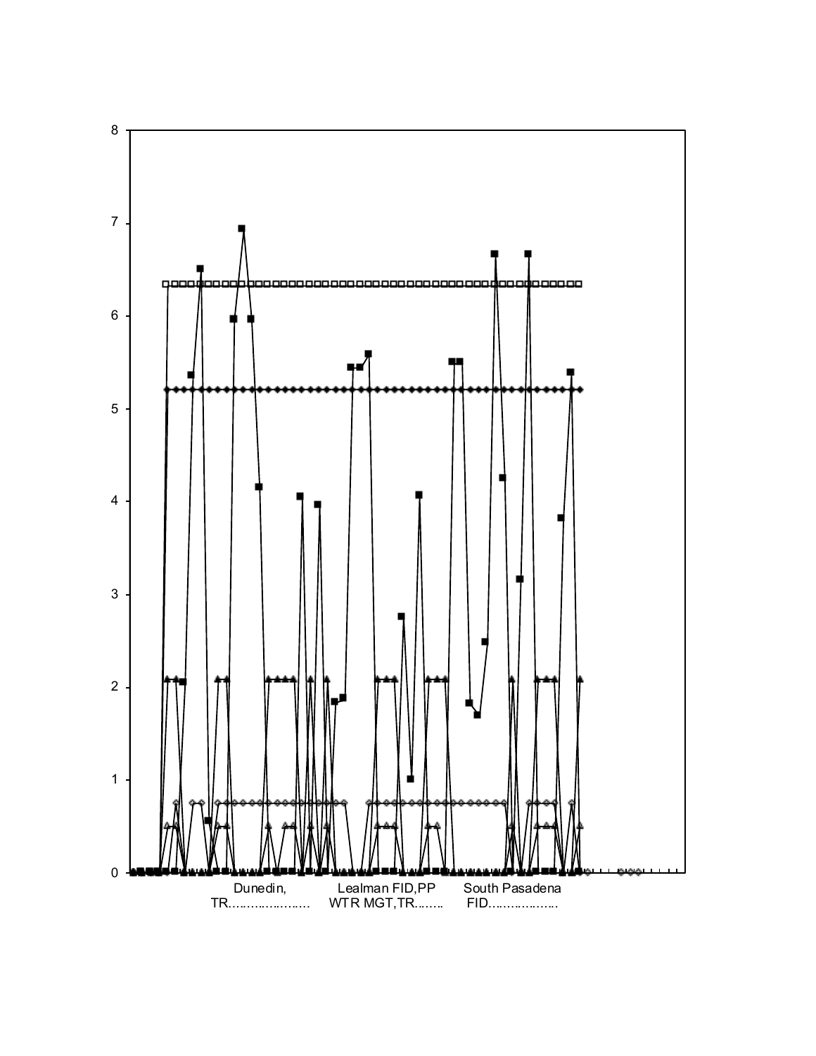8

7

6

5

4

3

2

1

0

Dunedin, TR…………………

Lealman FID,PP WTR MGT,TR……..

South Pasadena FID………………